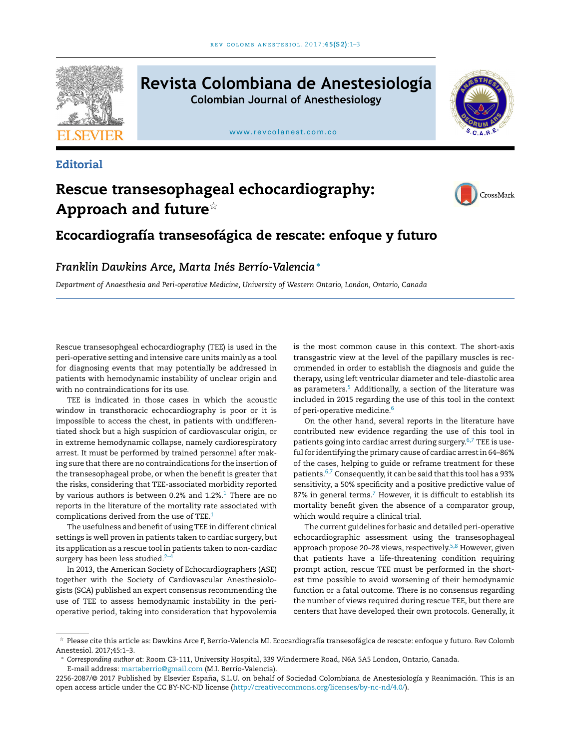Editorial

# Rescue transesophageal echocardiography: Approach and future☆

## Ecocardiografía transesofágica de rescate: enfoque y futuro

*Franklin Dawkins Arce, Marta Inés Berrío-Valencia**

*Department of Anaesthesia and Peri-operative Medicine, University of Western Ontario, London, Ontario, Canada*

Rescue transesophgeal echocardiography (TEE) is used in the peri-operative setting and intensive care units mainly as a tool for diagnosing events that may potentially be addressed in patients with hemodynamic instability of unclear origin and with no contraindications for its use.

TEE is indicated in those cases in which the acoustic window in transthoracic echocardiography is poor or it is impossible to access the chest, in patients with undifferentiated shock but a high suspicion of cardiovascular origin, or in extreme hemodynamic collapse, namely cardiorespiratory arrest. It must be performed by trained personnel after making sure that there are no contraindications for the insertion of the transesophageal probe, or when the benefit is greater that the risks, considering that TEE-associated morbidity reported by various authors is between 0.2% and 1.2%.[1] There are no reports in the literature of the mortality rate associated with complications derived from the use of TEE.[1]

The usefulness and benefit of using TEE in different clinical settings is well proven in patients taken to cardiac surgery, but its application as a rescue tool in patients taken to non-cardiac surgery has been less studied.[2–4]

In 2013, the American Society of Echocardiographers (ASE) together with the Society of Cardiovascular Anesthesiologists (SCA) published an expert consensus recommending the use of TEE to assess hemodynamic instability in the peri-operative period, taking into consideration that hypovolemia is the most common cause in this context. The short-axis transgastric view at the level of the papillary muscles is recommended in order to establish the diagnosis and guide the therapy, using left ventricular diameter and tele-diastolic area as parameters.[5] Additionally, a section of the literature was included in 2015 regarding the use of this tool in the context of peri-operative medicine.[6]

On the other hand, several reports in the literature have contributed new evidence regarding the use of this tool in patients going into cardiac arrest during surgery.[6,7] TEE is useful for identifying the primary cause of cardiac arrest in 64–86% of the cases, helping to guide or reframe treatment for these patients.[6,7] Consequently, it can be said that this tool has a 93% sensitivity, a 50% specificity and a positive predictive value of 87% in general terms.[7] However, it is difficult to establish its mortality benefit given the absence of a comparator group, which would require a clinical trial.

The current guidelines for basic and detailed peri-operative echocardiographic assessment using the transesophageal approach propose 20–28 views, respectively.[5,8] However, given that patients have a life-threatening condition requiring prompt action, rescue TEE must be performed in the shortest time possible to avoid worsening of their hemodynamic function or a fatal outcome. There is no consensus regarding the number of views required during rescue TEE, but there are centers that have developed their own protocols. Generally, it

---

☆ Please cite this article as: Dawkins Arce F, Berrío-Valencia MI. Ecocardiografía transesofágica de rescate: enfoque y futuro. Rev Colomb Anestesiol. 2017;45:1–3.

\* *Corresponding author at*: Room C3-111, University Hospital, 339 Windermere Road, N6A 5A5 London, Ontario, Canada.
E-mail address: martaberrio@gmail.com (M.I. Berrío-Valencia).

2256-2087/© 2017 Published by Elsevier España, S.L.U. on behalf of Sociedad Colombiana de Anestesiología y Reanimación. This is an open access article under the CC BY-NC-ND license (http://creativecommons.org/licenses/by-nc-nd/4.0/).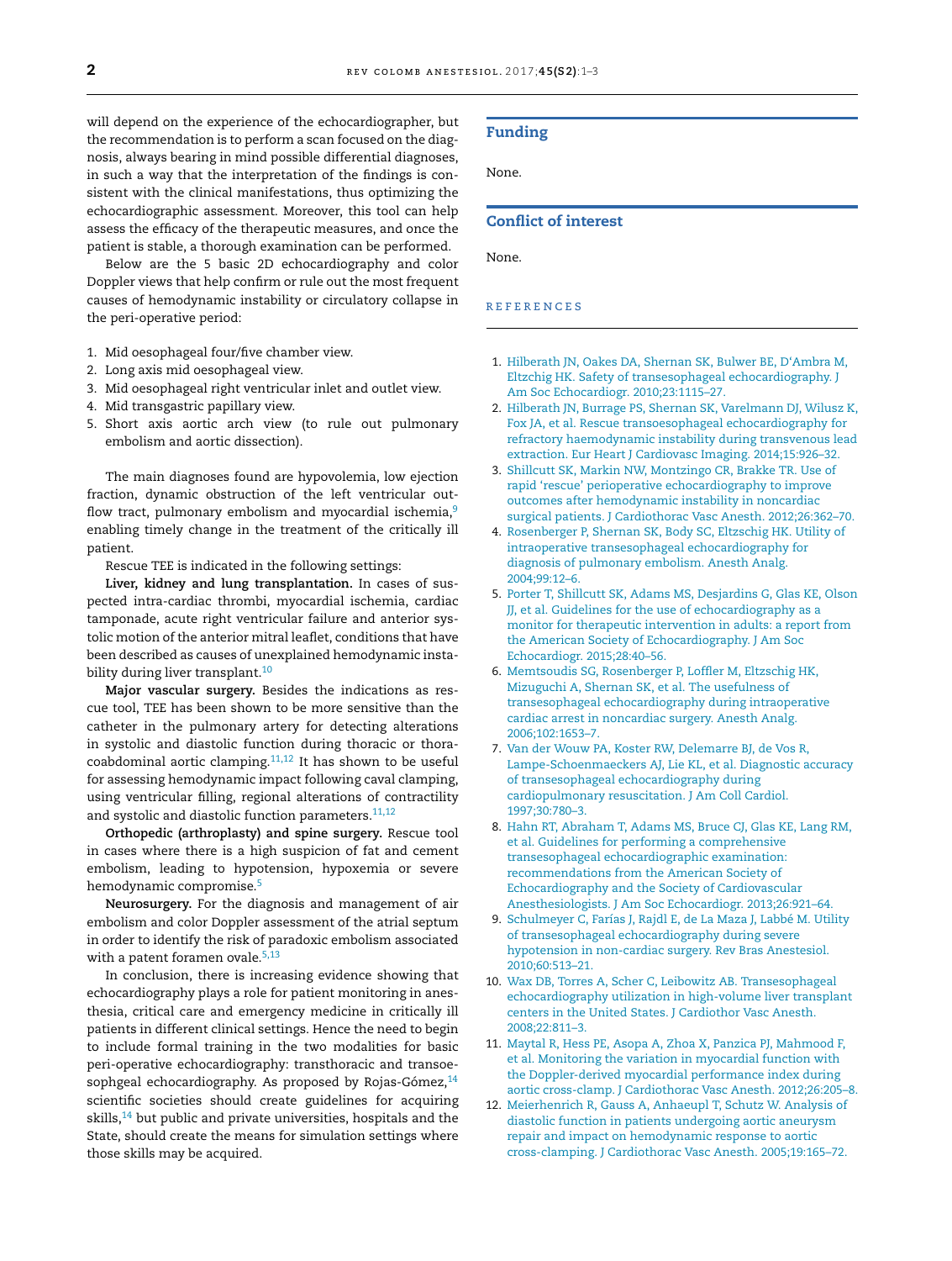will depend on the experience of the echocardiographer, but the recommendation is to perform a scan focused on the diagnosis, always bearing in mind possible differential diagnoses, in such a way that the interpretation of the findings is consistent with the clinical manifestations, thus optimizing the echocardiographic assessment. Moreover, this tool can help assess the efficacy of the therapeutic measures, and once the patient is stable, a thorough examination can be performed.

Below are the 5 basic 2D echocardiography and color Doppler views that help confirm or rule out the most frequent causes of hemodynamic instability or circulatory collapse in the peri-operative period:

1. Mid oesophageal four/five chamber view.
2. Long axis mid oesophageal view.
3. Mid oesophageal right ventricular inlet and outlet view.
4. Mid transgastric papillary view.
5. Short axis aortic arch view (to rule out pulmonary embolism and aortic dissection).

The main diagnoses found are hypovolemia, low ejection fraction, dynamic obstruction of the left ventricular outflow tract, pulmonary embolism and myocardial ischemia,[9] enabling timely change in the treatment of the critically ill patient.

Rescue TEE is indicated in the following settings:

**Liver, kidney and lung transplantation.** In cases of suspected intra-cardiac thrombi, myocardial ischemia, cardiac tamponade, acute right ventricular failure and anterior systolic motion of the anterior mitral leaflet, conditions that have been described as causes of unexplained hemodynamic instability during liver transplant.[10]

**Major vascular surgery.** Besides the indications as rescue tool, TEE has been shown to be more sensitive than the catheter in the pulmonary artery for detecting alterations in systolic and diastolic function during thoracic or thoracoabdominal aortic clamping.[11,12] It has shown to be useful for assessing hemodynamic impact following caval clamping, using ventricular filling, regional alterations of contractility and systolic and diastolic function parameters.[11,12]

**Orthopedic (arthroplasty) and spine surgery.** Rescue tool in cases where there is a high suspicion of fat and cement embolism, leading to hypotension, hypoxemia or severe hemodynamic compromise.[5]

**Neurosurgery.** For the diagnosis and management of air embolism and color Doppler assessment of the atrial septum in order to identify the risk of paradoxic embolism associated with a patent foramen ovale.[5,13]

In conclusion, there is increasing evidence showing that echocardiography plays a role for patient monitoring in anesthesia, critical care and emergency medicine in critically ill patients in different clinical settings. Hence the need to begin to include formal training in the two modalities for basic peri-operative echocardiography: transthoracic and transoesophgeal echocardiography. As proposed by Rojas-Gómez,[14] scientific societies should create guidelines for acquiring skills,[14] but public and private universities, hospitals and the State, should create the means for simulation settings where those skills may be acquired.

## Funding

None.

## Conflict of interest

None.

## REFERENCES

1. Hilberath JN, Oakes DA, Shernan SK, Bulwer BE, D'Ambra M, Eltzchig HK. Safety of transesophageal echocardiography. J Am Soc Echocardiogr. 2010;23:1115–27.
2. Hilberath JN, Burrage PS, Shernan SK, Varelmann DJ, Wilusz K, Fox JA, et al. Rescue transoesophageal echocardiography for refractory haemodynamic instability during transvenous lead extraction. Eur Heart J Cardiovasc Imaging. 2014;15:926–32.
3. Shillcutt SK, Markin NW, Montzingo CR, Brakke TR. Use of rapid 'rescue' perioperative echocardiography to improve outcomes after hemodynamic instability in noncardiac surgical patients. J Cardiothorac Vasc Anesth. 2012;26:362–70.
4. Rosenberger P, Shernan SK, Body SC, Eltzschig HK. Utility of intraoperative transesophageal echocardiography for diagnosis of pulmonary embolism. Anesth Analg. 2004;99:12–6.
5. Porter T, Shillcutt SK, Adams MS, Desjardins G, Glas KE, Olson JJ, et al. Guidelines for the use of echocardiography as a monitor for therapeutic intervention in adults: a report from the American Society of Echocardiography. J Am Soc Echocardiogr. 2015;28:40–56.
6. Memtsoudis SG, Rosenberger P, Loffler M, Eltzschig HK, Mizuguchi A, Shernan SK, et al. The usefulness of transesophageal echocardiography during intraoperative cardiac arrest in noncardiac surgery. Anesth Analg. 2006;102:1653–7.
7. Van der Wouw PA, Koster RW, Delemarre BJ, de Vos R, Lampe-Schoenmaeckers AJ, Lie KL, et al. Diagnostic accuracy of transesophageal echocardiography during cardiopulmonary resuscitation. J Am Coll Cardiol. 1997;30:780–3.
8. Hahn RT, Abraham T, Adams MS, Bruce CJ, Glas KE, Lang RM, et al. Guidelines for performing a comprehensive transesophageal echocardiographic examination: recommendations from the American Society of Echocardiography and the Society of Cardiovascular Anesthesiologists. J Am Soc Echocardiogr. 2013;26:921–64.
9. Schulmeyer C, Farías J, Rajdl E, de La Maza J, Labbé M. Utility of transesophageal echocardiography during severe hypotension in non-cardiac surgery. Rev Bras Anestesiol. 2010;60:513–21.
10. Wax DB, Torres A, Scher C, Leibowitz AB. Transesophageal echocardiography utilization in high-volume liver transplant centers in the United States. J Cardiothor Vasc Anesth. 2008;22:811–3.
11. Maytal R, Hess PE, Asopa A, Zhoa X, Panzica PJ, Mahmood F, et al. Monitoring the variation in myocardial function with the Doppler-derived myocardial performance index during aortic cross-clamp. J Cardiothorac Vasc Anesth. 2012;26:205–8.
12. Meierhenrich R, Gauss A, Anhaeupl T, Schutz W. Analysis of diastolic function in patients undergoing aortic aneurysm repair and impact on hemodynamic response to aortic cross-clamping. J Cardiothorac Vasc Anesth. 2005;19:165–72.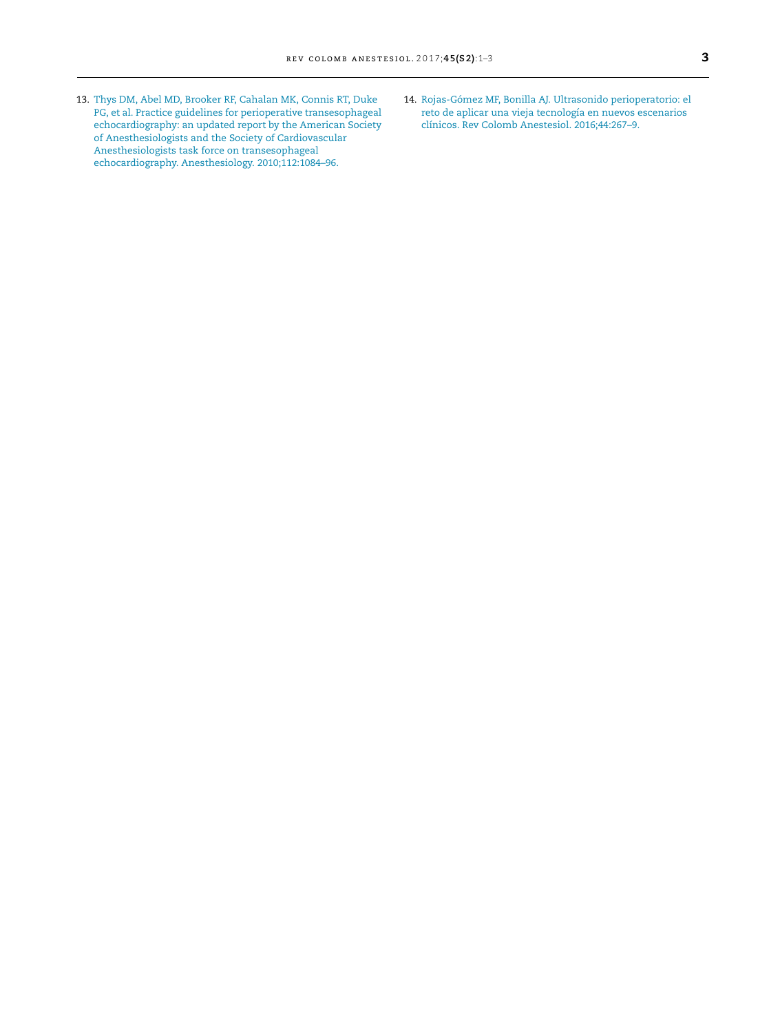13. Thys DM, Abel MD, Brooker RF, Cahalan MK, Connis RT, Duke PG, et al. Practice guidelines for perioperative transesophageal echocardiography: an updated report by the American Society of Anesthesiologists and the Society of Cardiovascular Anesthesiologists task force on transesophageal echocardiography. Anesthesiology. 2010;112:1084–96.
14. Rojas-Gómez MF, Bonilla AJ. Ultrasonido perioperatorio: el reto de aplicar una vieja tecnología en nuevos escenarios clínicos. Rev Colomb Anestesiol. 2016;44:267–9.